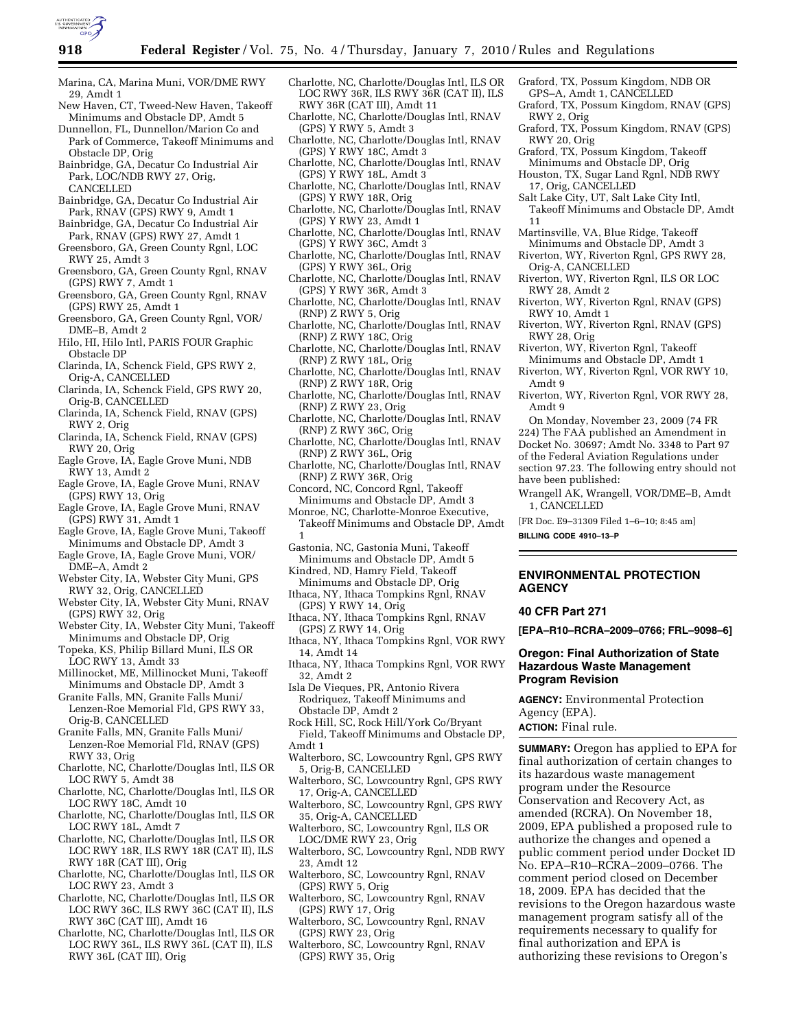Marina, CA, Marina Muni, VOR/DME RWY 29, Amdt 1

New Haven, CT, Tweed-New Haven, Takeoff Minimums and Obstacle DP, Amdt 5

Dunnellon, FL, Dunnellon/Marion Co and Park of Commerce, Takeoff Minimums and Obstacle DP, Orig

Bainbridge, GA, Decatur Co Industrial Air Park, LOC/NDB RWY 27, Orig, CANCELLED

Bainbridge, GA, Decatur Co Industrial Air Park, RNAV (GPS) RWY 9, Amdt 1

Bainbridge, GA, Decatur Co Industrial Air Park, RNAV (GPS) RWY 27, Amdt 1

Greensboro, GA, Green County Rgnl, LOC RWY 25, Amdt 3

Greensboro, GA, Green County Rgnl, RNAV (GPS) RWY 7, Amdt 1

Greensboro, GA, Green County Rgnl, RNAV (GPS) RWY 25, Amdt 1

Greensboro, GA, Green County Rgnl, VOR/DME–B, Amdt 2

Hilo, HI, Hilo Intl, PARIS FOUR Graphic Obstacle DP

Clarinda, IA, Schenck Field, GPS RWY 2, Orig-A, CANCELLED

Clarinda, IA, Schenck Field, GPS RWY 20, Orig-B, CANCELLED

Clarinda, IA, Schenck Field, RNAV (GPS) RWY 2, Orig

Clarinda, IA, Schenck Field, RNAV (GPS) RWY 20, Orig

Eagle Grove, IA, Eagle Grove Muni, NDB RWY 13, Amdt 2

Eagle Grove, IA, Eagle Grove Muni, RNAV (GPS) RWY 13, Orig

Eagle Grove, IA, Eagle Grove Muni, RNAV (GPS) RWY 31, Amdt 1

Eagle Grove, IA, Eagle Grove Muni, Takeoff Minimums and Obstacle DP, Amdt 3

Eagle Grove, IA, Eagle Grove Muni, VOR/DME–A, Amdt 2

Webster City, IA, Webster City Muni, GPS RWY 32, Orig, CANCELLED

Webster City, IA, Webster City Muni, RNAV (GPS) RWY 32, Orig

Webster City, IA, Webster City Muni, Takeoff Minimums and Obstacle DP, Orig

Topeka, KS, Philip Billard Muni, ILS OR LOC RWY 13, Amdt 33

Millinocket, ME, Millinocket Muni, Takeoff Minimums and Obstacle DP, Amdt 3

Granite Falls, MN, Granite Falls Muni/Lenzen-Roe Memorial Fld, GPS RWY 33, Orig-B, CANCELLED

Granite Falls, MN, Granite Falls Muni/Lenzen-Roe Memorial Fld, RNAV (GPS) RWY 33, Orig

Charlotte, NC, Charlotte/Douglas Intl, ILS OR LOC RWY 5, Amdt 38

Charlotte, NC, Charlotte/Douglas Intl, ILS OR LOC RWY 18C, Amdt 10

Charlotte, NC, Charlotte/Douglas Intl, ILS OR LOC RWY 18L, Amdt 7

Charlotte, NC, Charlotte/Douglas Intl, ILS OR LOC RWY 18R, ILS RWY 18R (CAT II), ILS RWY 18R (CAT III), Orig

Charlotte, NC, Charlotte/Douglas Intl, ILS OR LOC RWY 23, Amdt 3

Charlotte, NC, Charlotte/Douglas Intl, ILS OR LOC RWY 36C, ILS RWY 36C (CAT II), ILS RWY 36C (CAT III), Amdt 16

Charlotte, NC, Charlotte/Douglas Intl, ILS OR LOC RWY 36L, ILS RWY 36L (CAT II), ILS RWY 36L (CAT III), Orig

Charlotte, NC, Charlotte/Douglas Intl, ILS OR LOC RWY 36R, ILS RWY 36R (CAT II), ILS RWY 36R (CAT III), Amdt 11

Charlotte, NC, Charlotte/Douglas Intl, RNAV (GPS) Y RWY 5, Amdt 3

Charlotte, NC, Charlotte/Douglas Intl, RNAV (GPS) Y RWY 18C, Amdt 3

Charlotte, NC, Charlotte/Douglas Intl, RNAV (GPS) Y RWY 18L, Amdt 3

Charlotte, NC, Charlotte/Douglas Intl, RNAV (GPS) Y RWY 18R, Orig

Charlotte, NC, Charlotte/Douglas Intl, RNAV (GPS) Y RWY 23, Amdt 1

Charlotte, NC, Charlotte/Douglas Intl, RNAV (GPS) Y RWY 36C, Amdt 3

Charlotte, NC, Charlotte/Douglas Intl, RNAV (GPS) Y RWY 36L, Orig

Charlotte, NC, Charlotte/Douglas Intl, RNAV (GPS) Y RWY 36R, Amdt 3

Charlotte, NC, Charlotte/Douglas Intl, RNAV (RNP) Z RWY 5, Orig

Charlotte, NC, Charlotte/Douglas Intl, RNAV (RNP) Z RWY 18C, Orig

Charlotte, NC, Charlotte/Douglas Intl, RNAV (RNP) Z RWY 18L, Orig

Charlotte, NC, Charlotte/Douglas Intl, RNAV (RNP) Z RWY 18R, Orig

Charlotte, NC, Charlotte/Douglas Intl, RNAV (RNP) Z RWY 23, Orig

Charlotte, NC, Charlotte/Douglas Intl, RNAV (RNP) Z RWY 36C, Orig

Charlotte, NC, Charlotte/Douglas Intl, RNAV (RNP) Z RWY 36L, Orig

Charlotte, NC, Charlotte/Douglas Intl, RNAV (RNP) Z RWY 36R, Orig

Concord, NC, Concord Rgnl, Takeoff Minimums and Obstacle DP, Amdt 3

Monroe, NC, Charlotte-Monroe Executive, Takeoff Minimums and Obstacle DP, Amdt 1

Gastonia, NC, Gastonia Muni, Takeoff Minimums and Obstacle DP, Amdt 5

Kindred, ND, Hamry Field, Takeoff Minimums and Obstacle DP, Orig

Ithaca, NY, Ithaca Tompkins Rgnl, RNAV (GPS) Y RWY 14, Orig

Ithaca, NY, Ithaca Tompkins Rgnl, RNAV (GPS) Z RWY 14, Orig

Ithaca, NY, Ithaca Tompkins Rgnl, VOR RWY 14, Amdt 14

Ithaca, NY, Ithaca Tompkins Rgnl, VOR RWY 32, Amdt 2

Isla De Vieques, PR, Antonio Rivera Rodriquez, Takeoff Minimums and Obstacle DP, Amdt 2

Rock Hill, SC, Rock Hill/York Co/Bryant Field, Takeoff Minimums and Obstacle DP, Amdt 1

Walterboro, SC, Lowcountry Rgnl, GPS RWY 5, Orig-B, CANCELLED

Walterboro, SC, Lowcountry Rgnl, GPS RWY 17, Orig-A, CANCELLED

Walterboro, SC, Lowcountry Rgnl, GPS RWY 35, Orig-A, CANCELLED

Walterboro, SC, Lowcountry Rgnl, ILS OR LOC/DME RWY 23, Orig

Walterboro, SC, Lowcountry Rgnl, NDB RWY 23, Amdt 12

Walterboro, SC, Lowcountry Rgnl, RNAV (GPS) RWY 5, Orig

Walterboro, SC, Lowcountry Rgnl, RNAV (GPS) RWY 17, Orig

Walterboro, SC, Lowcountry Rgnl, RNAV (GPS) RWY 23, Orig

Walterboro, SC, Lowcountry Rgnl, RNAV (GPS) RWY 35, Orig

Graford, TX, Possum Kingdom, NDB OR GPS–A, Amdt 1, CANCELLED

Graford, TX, Possum Kingdom, RNAV (GPS) RWY 2, Orig

Graford, TX, Possum Kingdom, RNAV (GPS) RWY 20, Orig

Graford, TX, Possum Kingdom, Takeoff Minimums and Obstacle DP, Orig

Houston, TX, Sugar Land Rgnl, NDB RWY 17, Orig, CANCELLED

Salt Lake City, UT, Salt Lake City Intl, Takeoff Minimums and Obstacle DP, Amdt 11

Martinsville, VA, Blue Ridge, Takeoff Minimums and Obstacle DP, Amdt 3

Riverton, WY, Riverton Rgnl, GPS RWY 28, Orig-A, CANCELLED

Riverton, WY, Riverton Rgnl, ILS OR LOC RWY 28, Amdt 2

Riverton, WY, Riverton Rgnl, RNAV (GPS) RWY 10, Amdt 1

Riverton, WY, Riverton Rgnl, RNAV (GPS) RWY 28, Orig

Riverton, WY, Riverton Rgnl, Takeoff Minimums and Obstacle DP, Amdt 1

Riverton, WY, Riverton Rgnl, VOR RWY 10, Amdt 9

Riverton, WY, Riverton Rgnl, VOR RWY 28, Amdt 9

On Monday, November 23, 2009 (74 FR 224) The FAA published an Amendment in Docket No. 30697; Amdt No. 3348 to Part 97 of the Federal Aviation Regulations under section 97.23. The following entry should not have been published:

Wrangell AK, Wrangell, VOR/DME–B, Amdt 1, CANCELLED

[FR Doc. E9–31309 Filed 1–6–10; 8:45 am]

**BILLING CODE 4910–13–P**

## ENVIRONMENTAL PROTECTION AGENCY

### 40 CFR Part 271

**[EPA–R10–RCRA–2009–0766; FRL–9098–6]**

### Oregon: Final Authorization of State Hazardous Waste Management Program Revision

**AGENCY:** Environmental Protection Agency (EPA).

**ACTION:** Final rule.

**SUMMARY:** Oregon has applied to EPA for final authorization of certain changes to its hazardous waste management program under the Resource Conservation and Recovery Act, as amended (RCRA). On November 18, 2009, EPA published a proposed rule to authorize the changes and opened a public comment period under Docket ID No. EPA–R10–RCRA–2009–0766. The comment period closed on December 18, 2009. EPA has decided that the revisions to the Oregon hazardous waste management program satisfy all of the requirements necessary to qualify for final authorization and EPA is authorizing these revisions to Oregon's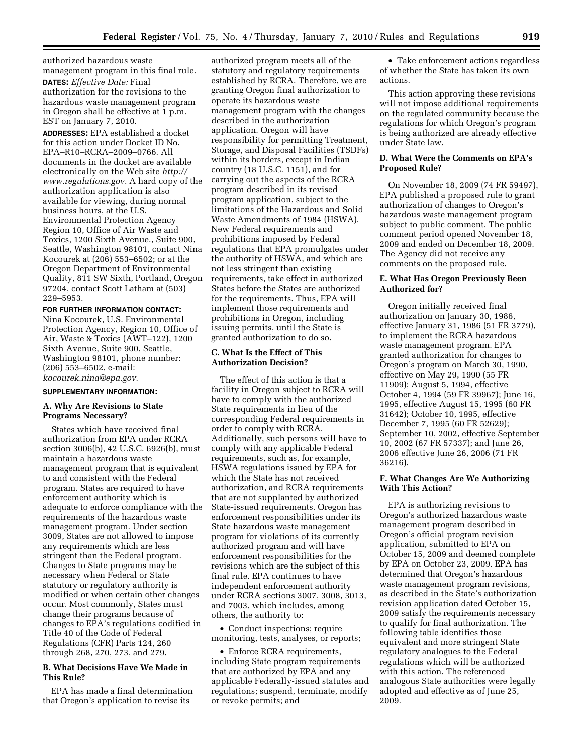authorized hazardous waste management program in this final rule.

**DATES:** *Effective Date:* Final authorization for the revisions to the hazardous waste management program in Oregon shall be effective at 1 p.m. EST on January 7, 2010.

**ADDRESSES:** EPA established a docket for this action under Docket ID No. EPA–R10–RCRA–2009–0766. All documents in the docket are available electronically on the Web site *http://www.regulations.gov.* A hard copy of the authorization application is also available for viewing, during normal business hours, at the U.S. Environmental Protection Agency Region 10, Office of Air Waste and Toxics, 1200 Sixth Avenue., Suite 900, Seattle, Washington 98101, contact Nina Kocourek at (206) 553–6502; or at the Oregon Department of Environmental Quality, 811 SW Sixth, Portland, Oregon 97204, contact Scott Latham at (503) 229–5953.

**FOR FURTHER INFORMATION CONTACT:** Nina Kocourek, U.S. Environmental Protection Agency, Region 10, Office of Air, Waste & Toxics (AWT–122), 1200 Sixth Avenue, Suite 900, Seattle, Washington 98101, phone number: (206) 553–6502, e-mail: *kocourek.nina@epa.gov.*

**SUPPLEMENTARY INFORMATION:**

### A. Why Are Revisions to State Programs Necessary?

States which have received final authorization from EPA under RCRA section 3006(b), 42 U.S.C. 6926(b), must maintain a hazardous waste management program that is equivalent to and consistent with the Federal program. States are required to have enforcement authority which is adequate to enforce compliance with the requirements of the hazardous waste management program. Under section 3009, States are not allowed to impose any requirements which are less stringent than the Federal program. Changes to State programs may be necessary when Federal or State statutory or regulatory authority is modified or when certain other changes occur. Most commonly, States must change their programs because of changes to EPA's regulations codified in Title 40 of the Code of Federal Regulations (CFR) Parts 124, 260 through 268, 270, 273, and 279.

### B. What Decisions Have We Made in This Rule?

EPA has made a final determination that Oregon's application to revise its authorized program meets all of the statutory and regulatory requirements established by RCRA. Therefore, we are granting Oregon final authorization to operate its hazardous waste management program with the changes described in the authorization application. Oregon will have responsibility for permitting Treatment, Storage, and Disposal Facilities (TSDFs) within its borders, except in Indian country (18 U.S.C. 1151), and for carrying out the aspects of the RCRA program described in its revised program application, subject to the limitations of the Hazardous and Solid Waste Amendments of 1984 (HSWA). New Federal requirements and prohibitions imposed by Federal regulations that EPA promulgates under the authority of HSWA, and which are not less stringent than existing requirements, take effect in authorized States before the States are authorized for the requirements. Thus, EPA will implement those requirements and prohibitions in Oregon, including issuing permits, until the State is granted authorization to do so.

### C. What Is the Effect of This Authorization Decision?

The effect of this action is that a facility in Oregon subject to RCRA will have to comply with the authorized State requirements in lieu of the corresponding Federal requirements in order to comply with RCRA. Additionally, such persons will have to comply with any applicable Federal requirements, such as, for example, HSWA regulations issued by EPA for which the State has not received authorization, and RCRA requirements that are not supplanted by authorized State-issued requirements. Oregon has enforcement responsibilities under its State hazardous waste management program for violations of its currently authorized program and will have enforcement responsibilities for the revisions which are the subject of this final rule. EPA continues to have independent enforcement authority under RCRA sections 3007, 3008, 3013, and 7003, which includes, among others, the authority to:

- Conduct inspections; require monitoring, tests, analyses, or reports;
- Enforce RCRA requirements, including State program requirements that are authorized by EPA and any applicable Federally-issued statutes and regulations; suspend, terminate, modify or revoke permits; and
- Take enforcement actions regardless of whether the State has taken its own actions.

This action approving these revisions will not impose additional requirements on the regulated community because the regulations for which Oregon's program is being authorized are already effective under State law.

### D. What Were the Comments on EPA's Proposed Rule?

On November 18, 2009 (74 FR 59497), EPA published a proposed rule to grant authorization of changes to Oregon's hazardous waste management program subject to public comment. The public comment period opened November 18, 2009 and ended on December 18, 2009. The Agency did not receive any comments on the proposed rule.

### E. What Has Oregon Previously Been Authorized for?

Oregon initially received final authorization on January 30, 1986, effective January 31, 1986 (51 FR 3779), to implement the RCRA hazardous waste management program. EPA granted authorization for changes to Oregon's program on March 30, 1990, effective on May 29, 1990 (55 FR 11909); August 5, 1994, effective October 4, 1994 (59 FR 39967); June 16, 1995, effective August 15, 1995 (60 FR 31642); October 10, 1995, effective December 7, 1995 (60 FR 52629); September 10, 2002, effective September 10, 2002 (67 FR 57337); and June 26, 2006 effective June 26, 2006 (71 FR 36216).

### F. What Changes Are We Authorizing With This Action?

EPA is authorizing revisions to Oregon's authorized hazardous waste management program described in Oregon's official program revision application, submitted to EPA on October 15, 2009 and deemed complete by EPA on October 23, 2009. EPA has determined that Oregon's hazardous waste management program revisions, as described in the State's authorization revision application dated October 15, 2009 satisfy the requirements necessary to qualify for final authorization. The following table identifies those equivalent and more stringent State regulatory analogues to the Federal regulations which will be authorized with this action. The referenced analogous State authorities were legally adopted and effective as of June 25, 2009.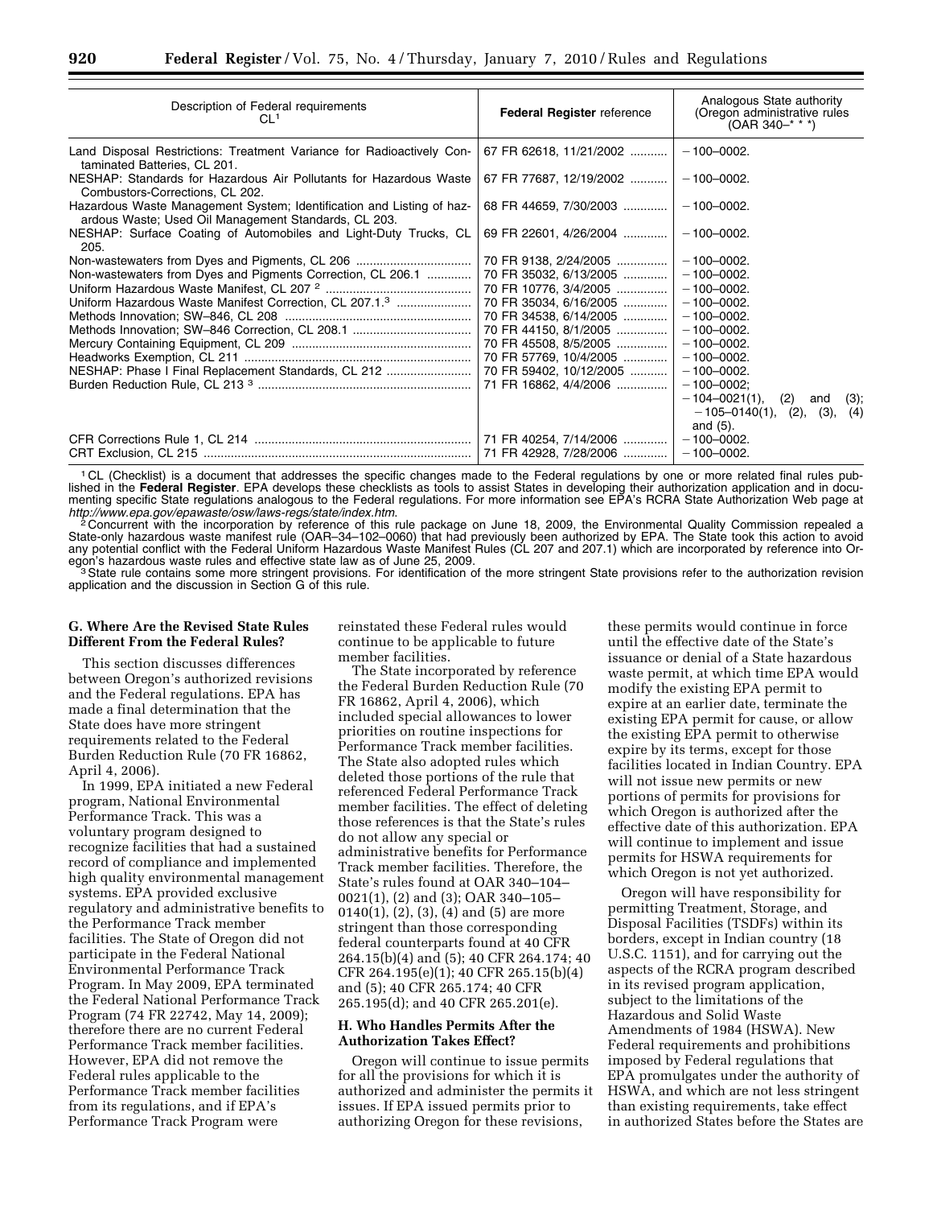| Description of Federal requirements CL[1] | **Federal Register** reference | Analogous State authority (Oregon administrative rules (OAR 340–* * *) |
|---|---|---|
| Land Disposal Restrictions: Treatment Variance for Radioactively Contaminated Batteries, CL 201. | 67 FR 62618, 11/21/2002 | −100–0002. |
| NESHAP: Standards for Hazardous Air Pollutants for Hazardous Waste Combustors-Corrections, CL 202. | 67 FR 77687, 12/19/2002 | −100–0002. |
| Hazardous Waste Management System; Identification and Listing of hazardous Waste; Used Oil Management Standards, CL 203. | 68 FR 44659, 7/30/2003 | −100–0002. |
| NESHAP: Surface Coating of Automobiles and Light-Duty Trucks, CL 205. | 69 FR 22601, 4/26/2004 | −100–0002. |
| Non-wastewaters from Dyes and Pigments, CL 206 | 70 FR 9138, 2/24/2005 | −100–0002. |
| Non-wastewaters from Dyes and Pigments Correction, CL 206.1 | 70 FR 35032, 6/13/2005 | −100–0002. |
| Uniform Hazardous Waste Manifest, CL 207 [2] | 70 FR 10776, 3/4/2005 | −100–0002. |
| Uniform Hazardous Waste Manifest Correction, CL 207.1.[3] | 70 FR 35034, 6/16/2005 | −100–0002. |
| Methods Innovation; SW–846, CL 208 | 70 FR 34538, 6/14/2005 | −100–0002. |
| Methods Innovation; SW–846 Correction, CL 208.1 | 70 FR 44150, 8/1/2005 | −100–0002. |
| Mercury Containing Equipment, CL 209 | 70 FR 45508, 8/5/2005 | −100–0002. |
| Headworks Exemption, CL 211 | 70 FR 57769, 10/4/2005 | −100–0002. |
| NESHAP: Phase I Final Replacement Standards, CL 212 | 70 FR 59402, 10/12/2005 | −100–0002. |
| Burden Reduction Rule, CL 213 [3] | 71 FR 16862, 4/4/2006 | −100–0002; −104–0021(1), (2) and (3); −105–0140(1), (2), (3), (4) and (5). |
| CFR Corrections Rule 1, CL 214 | 71 FR 40254, 7/14/2006 | −100–0002. |
| CRT Exclusion, CL 215 | 71 FR 42928, 7/28/2006 | −100–0002. |

[1] CL (Checklist) is a document that addresses the specific changes made to the Federal regulations by one or more related final rules published in the **Federal Register**. EPA develops these checklists as tools to assist States in developing their authorization application and in documenting specific State regulations analogous to the Federal regulations. For more information see EPA's RCRA State Authorization Web page at *http://www.epa.gov/epawaste/osw/laws-regs/state/index.htm.*

[2] Concurrent with the incorporation by reference of this rule package on June 18, 2009, the Environmental Quality Commission repealed a State-only hazardous waste manifest rule (OAR–34–102–0060) that had previously been authorized by EPA. The State took this action to avoid any potential conflict with the Federal Uniform Hazardous Waste Manifest Rules (CL 207 and 207.1) which are incorporated by reference into Oregon's hazardous waste rules and effective state law as of June 25, 2009.

[3] State rule contains some more stringent provisions. For identification of the more stringent State provisions refer to the authorization revision application and the discussion in Section G of this rule.

## G. Where Are the Revised State Rules Different From the Federal Rules?

This section discusses differences between Oregon's authorized revisions and the Federal regulations. EPA has made a final determination that the State does have more stringent requirements related to the Federal Burden Reduction Rule (70 FR 16862, April 4, 2006).

In 1999, EPA initiated a new Federal program, National Environmental Performance Track. This was a voluntary program designed to recognize facilities that had a sustained record of compliance and implemented high quality environmental management systems. EPA provided exclusive regulatory and administrative benefits to the Performance Track member facilities. The State of Oregon did not participate in the Federal National Environmental Performance Track Program. In May 2009, EPA terminated the Federal National Performance Track Program (74 FR 22742, May 14, 2009); therefore there are no current Federal Performance Track member facilities. However, EPA did not remove the Federal rules applicable to the Performance Track member facilities from its regulations, and if EPA's Performance Track Program were reinstated these Federal rules would continue to be applicable to future member facilities.

The State incorporated by reference the Federal Burden Reduction Rule (70 FR 16862, April 4, 2006), which included special allowances to lower priorities on routine inspections for Performance Track member facilities. The State also adopted rules which deleted those portions of the rule that referenced Federal Performance Track member facilities. The effect of deleting those references is that the State's rules do not allow any special or administrative benefits for Performance Track member facilities. Therefore, the State's rules found at OAR 340–104–0021(1), (2) and (3); OAR 340–105–0140(1), (2), (3), (4) and (5) are more stringent than those corresponding federal counterparts found at 40 CFR 264.15(b)(4) and (5); 40 CFR 264.174; 40 CFR 264.195(e)(1); 40 CFR 265.15(b)(4) and (5); 40 CFR 265.174; 40 CFR 265.195(d); and 40 CFR 265.201(e).

## H. Who Handles Permits After the Authorization Takes Effect?

Oregon will continue to issue permits for all the provisions for which it is authorized and administer the permits it issues. If EPA issued permits prior to authorizing Oregon for these revisions, these permits would continue in force until the effective date of the State's issuance or denial of a State hazardous waste permit, at which time EPA would modify the existing EPA permit to expire at an earlier date, terminate the existing EPA permit for cause, or allow the existing EPA permit to otherwise expire by its terms, except for those facilities located in Indian Country. EPA will not issue new permits or new portions of permits for provisions for which Oregon is authorized after the effective date of this authorization. EPA will continue to implement and issue permits for HSWA requirements for which Oregon is not yet authorized.

Oregon will have responsibility for permitting Treatment, Storage, and Disposal Facilities (TSDFs) within its borders, except in Indian country (18 U.S.C. 1151), and for carrying out the aspects of the RCRA program described in its revised program application, subject to the limitations of the Hazardous and Solid Waste Amendments of 1984 (HSWA). New Federal requirements and prohibitions imposed by Federal regulations that EPA promulgates under the authority of HSWA, and which are not less stringent than existing requirements, take effect in authorized States before the States are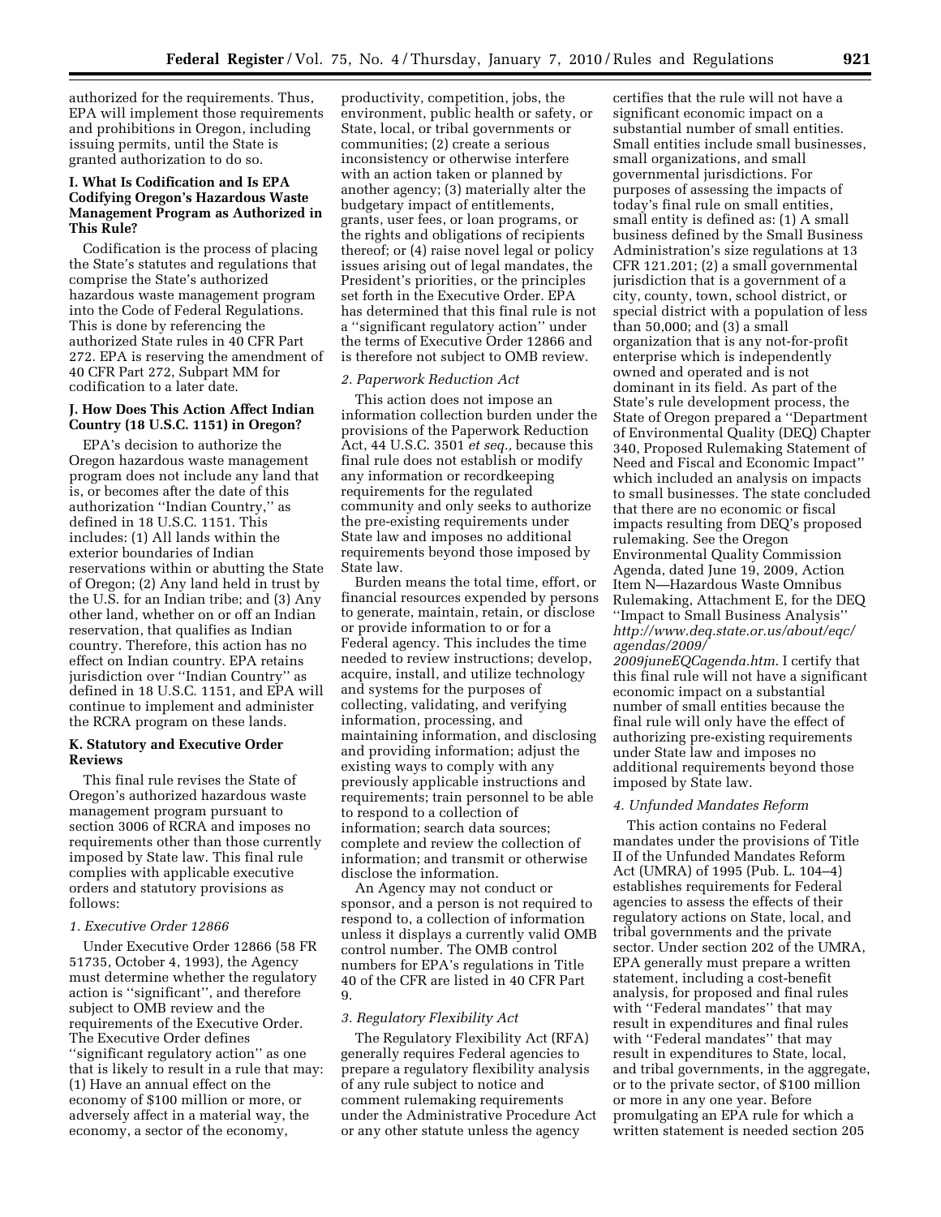authorized for the requirements. Thus, EPA will implement those requirements and prohibitions in Oregon, including issuing permits, until the State is granted authorization to do so.

### I. What Is Codification and Is EPA Codifying Oregon's Hazardous Waste Management Program as Authorized in This Rule?

Codification is the process of placing the State's statutes and regulations that comprise the State's authorized hazardous waste management program into the Code of Federal Regulations. This is done by referencing the authorized State rules in 40 CFR Part 272. EPA is reserving the amendment of 40 CFR Part 272, Subpart MM for codification to a later date.

### J. How Does This Action Affect Indian Country (18 U.S.C. 1151) in Oregon?

EPA's decision to authorize the Oregon hazardous waste management program does not include any land that is, or becomes after the date of this authorization "Indian Country," as defined in 18 U.S.C. 1151. This includes: (1) All lands within the exterior boundaries of Indian reservations within or abutting the State of Oregon; (2) Any land held in trust by the U.S. for an Indian tribe; and (3) Any other land, whether on or off an Indian reservation, that qualifies as Indian country. Therefore, this action has no effect on Indian country. EPA retains jurisdiction over "Indian Country" as defined in 18 U.S.C. 1151, and EPA will continue to implement and administer the RCRA program on these lands.

### K. Statutory and Executive Order Reviews

This final rule revises the State of Oregon's authorized hazardous waste management program pursuant to section 3006 of RCRA and imposes no requirements other than those currently imposed by State law. This final rule complies with applicable executive orders and statutory provisions as follows:

#### *1. Executive Order 12866*

Under Executive Order 12866 (58 FR 51735, October 4, 1993), the Agency must determine whether the regulatory action is "significant", and therefore subject to OMB review and the requirements of the Executive Order. The Executive Order defines "significant regulatory action" as one that is likely to result in a rule that may: (1) Have an annual effect on the economy of $100 million or more, or adversely affect in a material way, the economy, a sector of the economy, productivity, competition, jobs, the environment, public health or safety, or State, local, or tribal governments or communities; (2) create a serious inconsistency or otherwise interfere with an action taken or planned by another agency; (3) materially alter the budgetary impact of entitlements, grants, user fees, or loan programs, or the rights and obligations of recipients thereof; or (4) raise novel legal or policy issues arising out of legal mandates, the President's priorities, or the principles set forth in the Executive Order. EPA has determined that this final rule is not a "significant regulatory action" under the terms of Executive Order 12866 and is therefore not subject to OMB review.

#### *2. Paperwork Reduction Act*

This action does not impose an information collection burden under the provisions of the Paperwork Reduction Act, 44 U.S.C. 3501 *et seq.*, because this final rule does not establish or modify any information or recordkeeping requirements for the regulated community and only seeks to authorize the pre-existing requirements under State law and imposes no additional requirements beyond those imposed by State law.

Burden means the total time, effort, or financial resources expended by persons to generate, maintain, retain, or disclose or provide information to or for a Federal agency. This includes the time needed to review instructions; develop, acquire, install, and utilize technology and systems for the purposes of collecting, validating, and verifying information, processing, and maintaining information, and disclosing and providing information; adjust the existing ways to comply with any previously applicable instructions and requirements; train personnel to be able to respond to a collection of information; search data sources; complete and review the collection of information; and transmit or otherwise disclose the information.

An Agency may not conduct or sponsor, and a person is not required to respond to, a collection of information unless it displays a currently valid OMB control number. The OMB control numbers for EPA's regulations in Title 40 of the CFR are listed in 40 CFR Part 9.

#### *3. Regulatory Flexibility Act*

The Regulatory Flexibility Act (RFA) generally requires Federal agencies to prepare a regulatory flexibility analysis of any rule subject to notice and comment rulemaking requirements under the Administrative Procedure Act or any other statute unless the agency certifies that the rule will not have a significant economic impact on a substantial number of small entities. Small entities include small businesses, small organizations, and small governmental jurisdictions. For purposes of assessing the impacts of today's final rule on small entities, small entity is defined as: (1) A small business defined by the Small Business Administration's size regulations at 13 CFR 121.201; (2) a small governmental jurisdiction that is a government of a city, county, town, school district, or special district with a population of less than 50,000; and (3) a small organization that is any not-for-profit enterprise which is independently owned and operated and is not dominant in its field. As part of the State's rule development process, the State of Oregon prepared a "Department of Environmental Quality (DEQ) Chapter 340, Proposed Rulemaking Statement of Need and Fiscal and Economic Impact" which included an analysis on impacts to small businesses. The state concluded that there are no economic or fiscal impacts resulting from DEQ's proposed rulemaking. See the Oregon Environmental Quality Commission Agenda, dated June 19, 2009, Action Item N—Hazardous Waste Omnibus Rulemaking, Attachment E, for the DEQ "Impact to Small Business Analysis" *http://www.deq.state.or.us/about/eqc/agendas/2009/2009juneEQCagenda.htm*. I certify that this final rule will not have a significant economic impact on a substantial number of small entities because the final rule will only have the effect of authorizing pre-existing requirements under State law and imposes no additional requirements beyond those imposed by State law.

#### *4. Unfunded Mandates Reform*

This action contains no Federal mandates under the provisions of Title II of the Unfunded Mandates Reform Act (UMRA) of 1995 (Pub. L. 104–4) establishes requirements for Federal agencies to assess the effects of their regulatory actions on State, local, and tribal governments and the private sector. Under section 202 of the UMRA, EPA generally must prepare a written statement, including a cost-benefit analysis, for proposed and final rules with "Federal mandates" that may result in expenditures and final rules with "Federal mandates" that may result in expenditures to State, local, and tribal governments, in the aggregate, or to the private sector, of $100 million or more in any one year. Before promulgating an EPA rule for which a written statement is needed section 205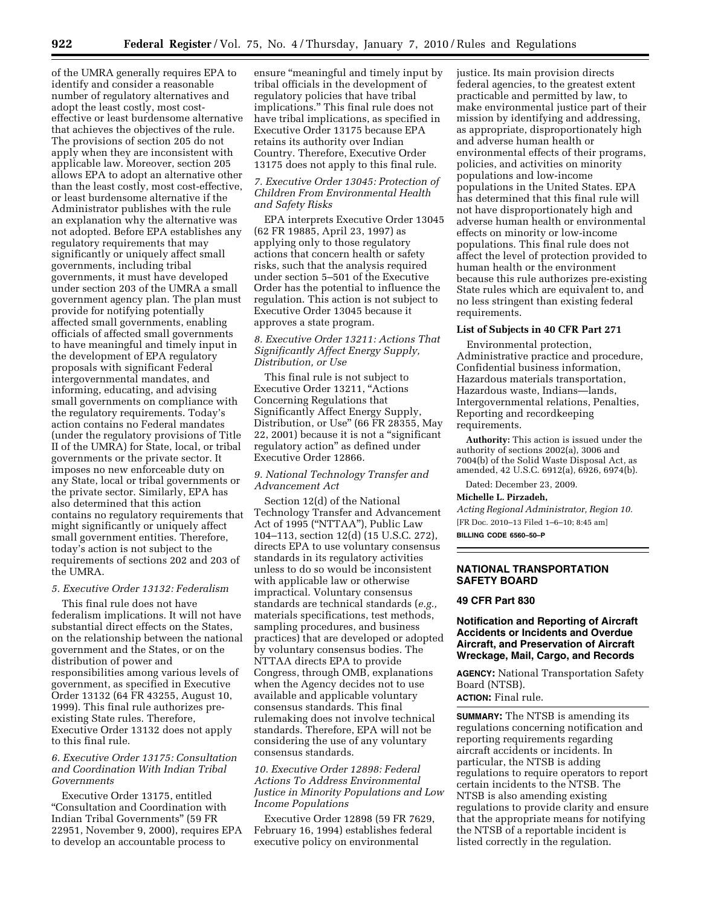of the UMRA generally requires EPA to identify and consider a reasonable number of regulatory alternatives and adopt the least costly, most cost-effective or least burdensome alternative that achieves the objectives of the rule. The provisions of section 205 do not apply when they are inconsistent with applicable law. Moreover, section 205 allows EPA to adopt an alternative other than the least costly, most cost-effective, or least burdensome alternative if the Administrator publishes with the rule an explanation why the alternative was not adopted. Before EPA establishes any regulatory requirements that may significantly or uniquely affect small governments, including tribal governments, it must have developed under section 203 of the UMRA a small government agency plan. The plan must provide for notifying potentially affected small governments, enabling officials of affected small governments to have meaningful and timely input in the development of EPA regulatory proposals with significant Federal intergovernmental mandates, and informing, educating, and advising small governments on compliance with the regulatory requirements. Today's action contains no Federal mandates (under the regulatory provisions of Title II of the UMRA) for State, local, or tribal governments or the private sector. It imposes no new enforceable duty on any State, local or tribal governments or the private sector. Similarly, EPA has also determined that this action contains no regulatory requirements that might significantly or uniquely affect small government entities. Therefore, today's action is not subject to the requirements of sections 202 and 203 of the UMRA.

*5. Executive Order 13132: Federalism*

This final rule does not have federalism implications. It will not have substantial direct effects on the States, on the relationship between the national government and the States, or on the distribution of power and responsibilities among various levels of government, as specified in Executive Order 13132 (64 FR 43255, August 10, 1999). This final rule authorizes pre-existing State rules. Therefore, Executive Order 13132 does not apply to this final rule.

*6. Executive Order 13175: Consultation and Coordination With Indian Tribal Governments*

Executive Order 13175, entitled "Consultation and Coordination with Indian Tribal Governments" (59 FR 22951, November 9, 2000), requires EPA to develop an accountable process to ensure "meaningful and timely input by tribal officials in the development of regulatory policies that have tribal implications." This final rule does not have tribal implications, as specified in Executive Order 13175 because EPA retains its authority over Indian Country. Therefore, Executive Order 13175 does not apply to this final rule.

*7. Executive Order 13045: Protection of Children From Environmental Health and Safety Risks*

EPA interprets Executive Order 13045 (62 FR 19885, April 23, 1997) as applying only to those regulatory actions that concern health or safety risks, such that the analysis required under section 5–501 of the Executive Order has the potential to influence the regulation. This action is not subject to Executive Order 13045 because it approves a state program.

*8. Executive Order 13211: Actions That Significantly Affect Energy Supply, Distribution, or Use*

This final rule is not subject to Executive Order 13211, "Actions Concerning Regulations that Significantly Affect Energy Supply, Distribution, or Use" (66 FR 28355, May 22, 2001) because it is not a "significant regulatory action" as defined under Executive Order 12866.

*9. National Technology Transfer and Advancement Act*

Section 12(d) of the National Technology Transfer and Advancement Act of 1995 ("NTTAA"), Public Law 104–113, section 12(d) (15 U.S.C. 272), directs EPA to use voluntary consensus standards in its regulatory activities unless to do so would be inconsistent with applicable law or otherwise impractical. Voluntary consensus standards are technical standards (*e.g.,* materials specifications, test methods, sampling procedures, and business practices) that are developed or adopted by voluntary consensus bodies. The NTTAA directs EPA to provide Congress, through OMB, explanations when the Agency decides not to use available and applicable voluntary consensus standards. This final rulemaking does not involve technical standards. Therefore, EPA will not be considering the use of any voluntary consensus standards.

*10. Executive Order 12898: Federal Actions To Address Environmental Justice in Minority Populations and Low Income Populations*

Executive Order 12898 (59 FR 7629, February 16, 1994) establishes federal executive policy on environmental justice. Its main provision directs federal agencies, to the greatest extent practicable and permitted by law, to make environmental justice part of their mission by identifying and addressing, as appropriate, disproportionately high and adverse human health or environmental effects of their programs, policies, and activities on minority populations and low-income populations in the United States. EPA has determined that this final rule will not have disproportionately high and adverse human health or environmental effects on minority or low-income populations. This final rule does not affect the level of protection provided to human health or the environment because this rule authorizes pre-existing State rules which are equivalent to, and no less stringent than existing federal requirements.

**List of Subjects in 40 CFR Part 271**

Environmental protection, Administrative practice and procedure, Confidential business information, Hazardous materials transportation, Hazardous waste, Indians—lands, Intergovernmental relations, Penalties, Reporting and recordkeeping requirements.

**Authority:** This action is issued under the authority of sections 2002(a), 3006 and 7004(b) of the Solid Waste Disposal Act, as amended, 42 U.S.C. 6912(a), 6926, 6974(b).

Dated: December 23, 2009.

**Michelle L. Pirzadeh,**

*Acting Regional Administrator, Region 10.*

[FR Doc. 2010–13 Filed 1–6–10; 8:45 am]

**BILLING CODE 6560–50–P**

---

## NATIONAL TRANSPORTATION SAFETY BOARD

### 49 CFR Part 830

### Notification and Reporting of Aircraft Accidents or Incidents and Overdue Aircraft, and Preservation of Aircraft Wreckage, Mail, Cargo, and Records

**AGENCY:** National Transportation Safety Board (NTSB).

**ACTION:** Final rule.

**SUMMARY:** The NTSB is amending its regulations concerning notification and reporting requirements regarding aircraft accidents or incidents. In particular, the NTSB is adding regulations to require operators to report certain incidents to the NTSB. The NTSB is also amending existing regulations to provide clarity and ensure that the appropriate means for notifying the NTSB of a reportable incident is listed correctly in the regulation.